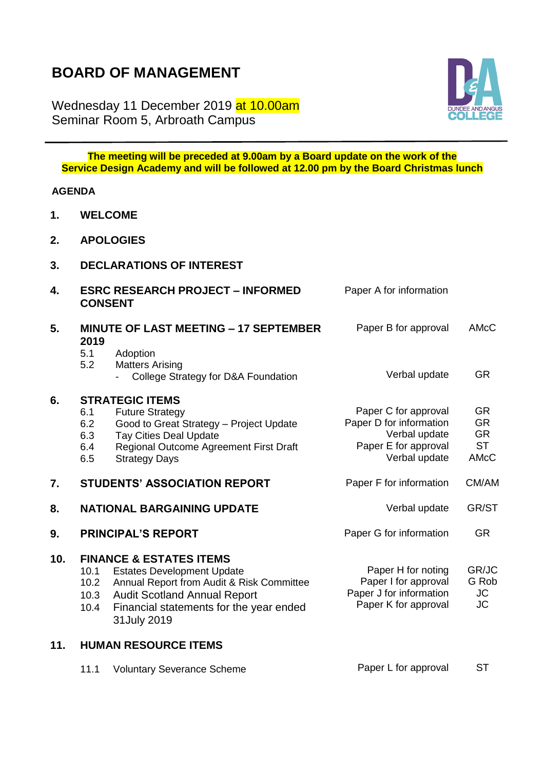# BOARD OF MANAGEMENT

Wednesday 11 December 2019 at 10.00am
Seminar Room 5, Arbroath Campus

**The meeting will be preceded at 9.00am by a Board update on the work of the Service Design Academy and will be followed at 12.00 pm by the Board Christmas lunch**

**AGENDA**

| | Item | Paper | Lead |
|---|---|---|---|
| **1.** | **WELCOME** | | |
| **2.** | **APOLOGIES** | | |
| **3.** | **DECLARATIONS OF INTEREST** | | |
| **4.** | **ESRC RESEARCH PROJECT – INFORMED CONSENT** | Paper A for information | |
| **5.** | **MINUTE OF LAST MEETING – 17 SEPTEMBER 2019** | Paper B for approval | AMcC |
| | 5.1 Adoption | | |
| | 5.2 Matters Arising | | |
| | - College Strategy for D&A Foundation | Verbal update | GR |
| **6.** | **STRATEGIC ITEMS** | | |
| | 6.1 Future Strategy | Paper C for approval | GR |
| | 6.2 Good to Great Strategy – Project Update | Paper D for information | GR |
| | 6.3 Tay Cities Deal Update | Verbal update | GR |
| | 6.4 Regional Outcome Agreement First Draft | Paper E for approval | ST |
| | 6.5 Strategy Days | Verbal update | AMcC |
| **7.** | **STUDENTS' ASSOCIATION REPORT** | Paper F for information | CM/AM |
| **8.** | **NATIONAL BARGAINING UPDATE** | Verbal update | GR/ST |
| **9.** | **PRINCIPAL'S REPORT** | Paper G for information | GR |
| **10.** | **FINANCE & ESTATES ITEMS** | | |
| | 10.1 Estates Development Update | Paper H for noting | GR/JC |
| | 10.2 Annual Report from Audit & Risk Committee | Paper I for approval | G Rob |
| | 10.3 Audit Scotland Annual Report | Paper J for information | JC |
| | 10.4 Financial statements for the year ended 31July 2019 | Paper K for approval | JC |
| **11.** | **HUMAN RESOURCE ITEMS** | | |
| | 11.1 Voluntary Severance Scheme | Paper L for approval | ST |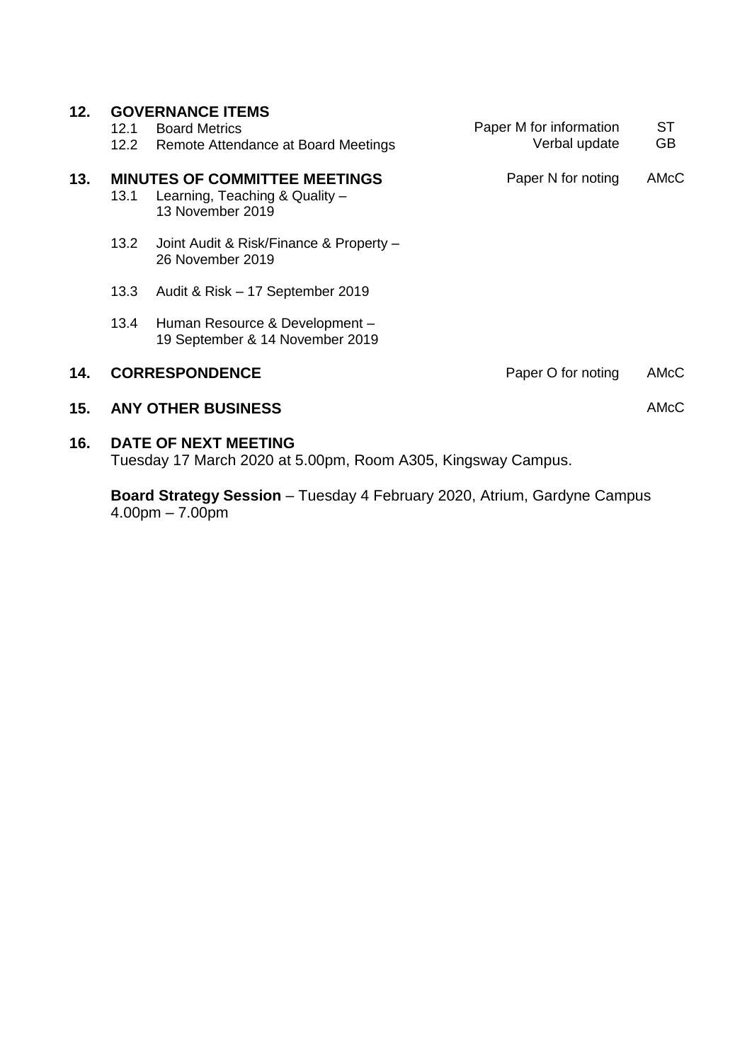| | | | |
|---|---|---|---|
| **12.** | **GOVERNANCE ITEMS** | | |
| | 12.1 Board Metrics | Paper M for information | ST |
| | 12.2 Remote Attendance at Board Meetings | Verbal update | GB |
| **13.** | **MINUTES OF COMMITTEE MEETINGS** | Paper N for noting | AMcC |
| | 13.1 Learning, Teaching & Quality – 13 November 2019 | | |
| | 13.2 Joint Audit & Risk/Finance & Property – 26 November 2019 | | |
| | 13.3 Audit & Risk – 17 September 2019 | | |
| | 13.4 Human Resource & Development – 19 September & 14 November 2019 | | |
| **14.** | **CORRESPONDENCE** | Paper O for noting | AMcC |
| **15.** | **ANY OTHER BUSINESS** | | AMcC |

**16. DATE OF NEXT MEETING**

Tuesday 17 March 2020 at 5.00pm, Room A305, Kingsway Campus.

**Board Strategy Session** – Tuesday 4 February 2020, Atrium, Gardyne Campus 4.00pm – 7.00pm